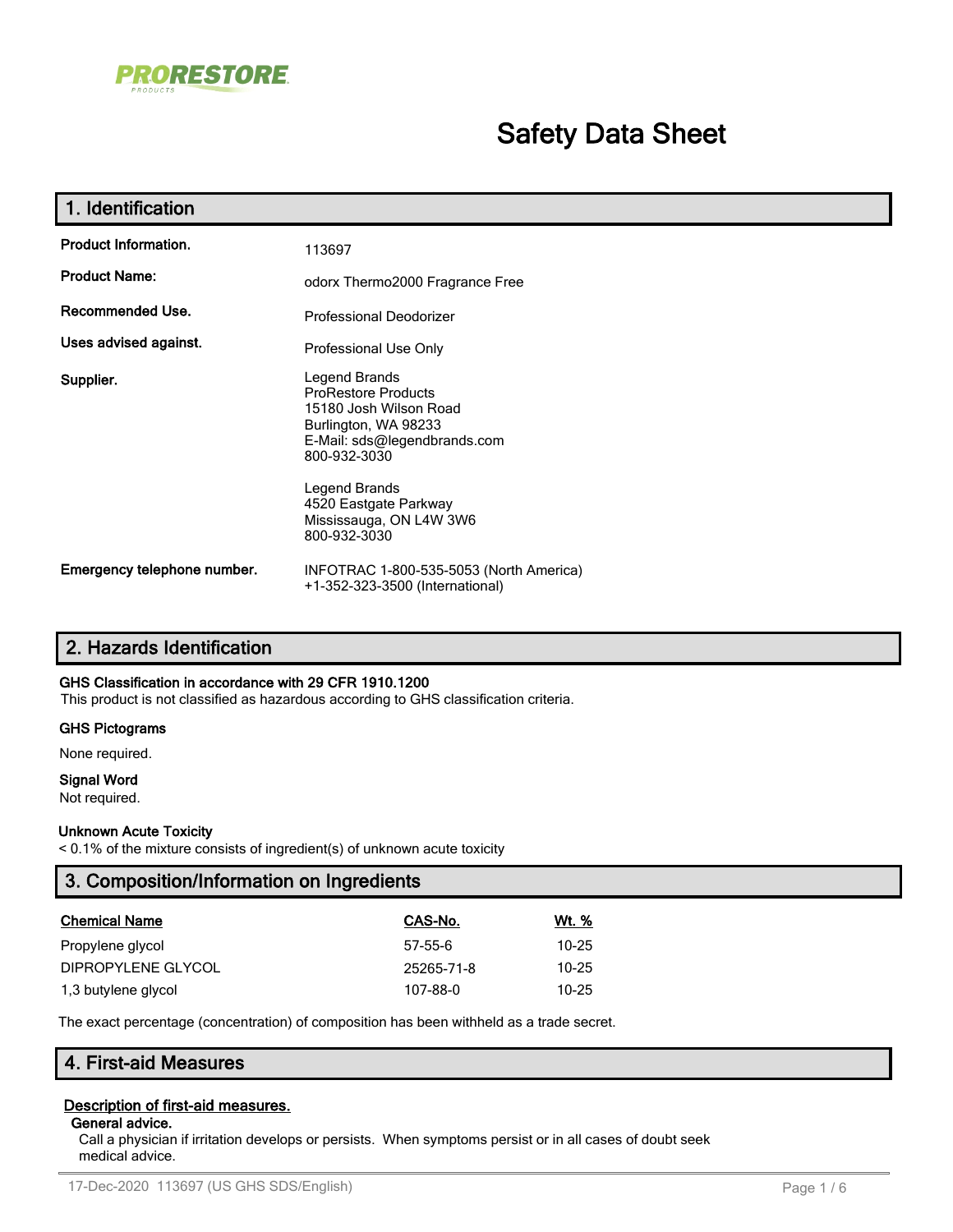PRORESTORE PRODUCTS

# Safety Data Sheet

## 1. Identification

**Product Information.** 113697

**Product Name:** odorx Thermo2000 Fragrance Free

**Recommended Use.** Professional Deodorizer

**Uses advised against.** Professional Use Only

**Supplier.**
Legend Brands
ProRestore Products
15180 Josh Wilson Road
Burlington, WA 98233
E-Mail: sds@legendbrands.com
800-932-3030

Legend Brands
4520 Eastgate Parkway
Mississauga, ON L4W 3W6
800-932-3030

**Emergency telephone number.** INFOTRAC 1-800-535-5053 (North America)
+1-352-323-3500 (International)

## 2. Hazards Identification

**GHS Classification in accordance with 29 CFR 1910.1200**
This product is not classified as hazardous according to GHS classification criteria.

**GHS Pictograms**

None required.

**Signal Word**
Not required.

**Unknown Acute Toxicity**
< 0.1% of the mixture consists of ingredient(s) of unknown acute toxicity

## 3. Composition/Information on Ingredients

| Chemical Name | CAS-No. | Wt. % |
|---|---|---|
| Propylene glycol | 57-55-6 | 10-25 |
| DIPROPYLENE GLYCOL | 25265-71-8 | 10-25 |
| 1,3 butylene glycol | 107-88-0 | 10-25 |

The exact percentage (concentration) of composition has been withheld as a trade secret.

## 4. First-aid Measures

**Description of first-aid measures.**

**General advice.**
Call a physician if irritation develops or persists. When symptoms persist or in all cases of doubt seek medical advice.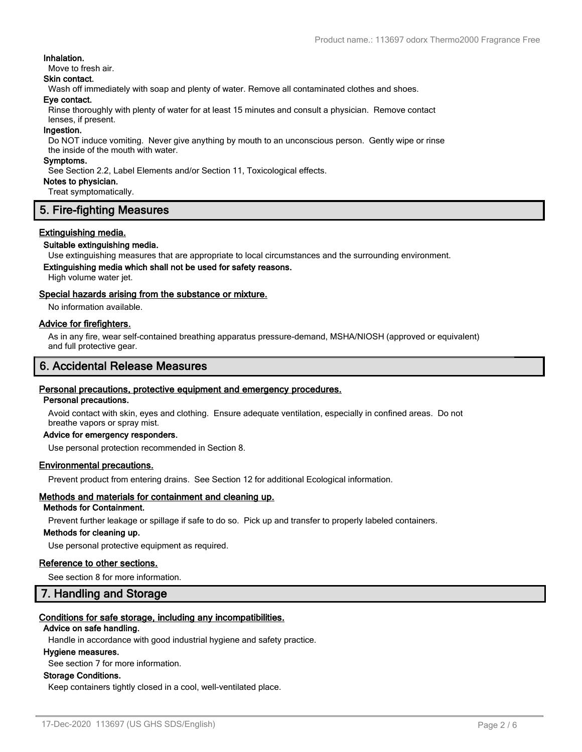**Inhalation.**

Move to fresh air.

**Skin contact.**

Wash off immediately with soap and plenty of water. Remove all contaminated clothes and shoes.

**Eye contact.**

Rinse thoroughly with plenty of water for at least 15 minutes and consult a physician. Remove contact lenses, if present.

**Ingestion.**

Do NOT induce vomiting. Never give anything by mouth to an unconscious person. Gently wipe or rinse the inside of the mouth with water.

**Symptoms.**

See Section 2.2, Label Elements and/or Section 11, Toxicological effects.

**Notes to physician.**

Treat symptomatically.

## 5. Fire-fighting Measures

### Extinguishing media.

**Suitable extinguishing media.**

Use extinguishing measures that are appropriate to local circumstances and the surrounding environment.

**Extinguishing media which shall not be used for safety reasons.**

High volume water jet.

### Special hazards arising from the substance or mixture.

No information available.

### Advice for firefighters.

As in any fire, wear self-contained breathing apparatus pressure-demand, MSHA/NIOSH (approved or equivalent) and full protective gear.

## 6. Accidental Release Measures

### Personal precautions, protective equipment and emergency procedures.

**Personal precautions.**

Avoid contact with skin, eyes and clothing. Ensure adequate ventilation, especially in confined areas. Do not breathe vapors or spray mist.

**Advice for emergency responders.**

Use personal protection recommended in Section 8.

### Environmental precautions.

Prevent product from entering drains. See Section 12 for additional Ecological information.

### Methods and materials for containment and cleaning up.

**Methods for Containment.**

Prevent further leakage or spillage if safe to do so. Pick up and transfer to properly labeled containers.

**Methods for cleaning up.**

Use personal protective equipment as required.

### Reference to other sections.

See section 8 for more information.

## 7. Handling and Storage

### Conditions for safe storage, including any incompatibilities.

**Advice on safe handling.**

Handle in accordance with good industrial hygiene and safety practice.

**Hygiene measures.**

See section 7 for more information.

**Storage Conditions.**

Keep containers tightly closed in a cool, well-ventilated place.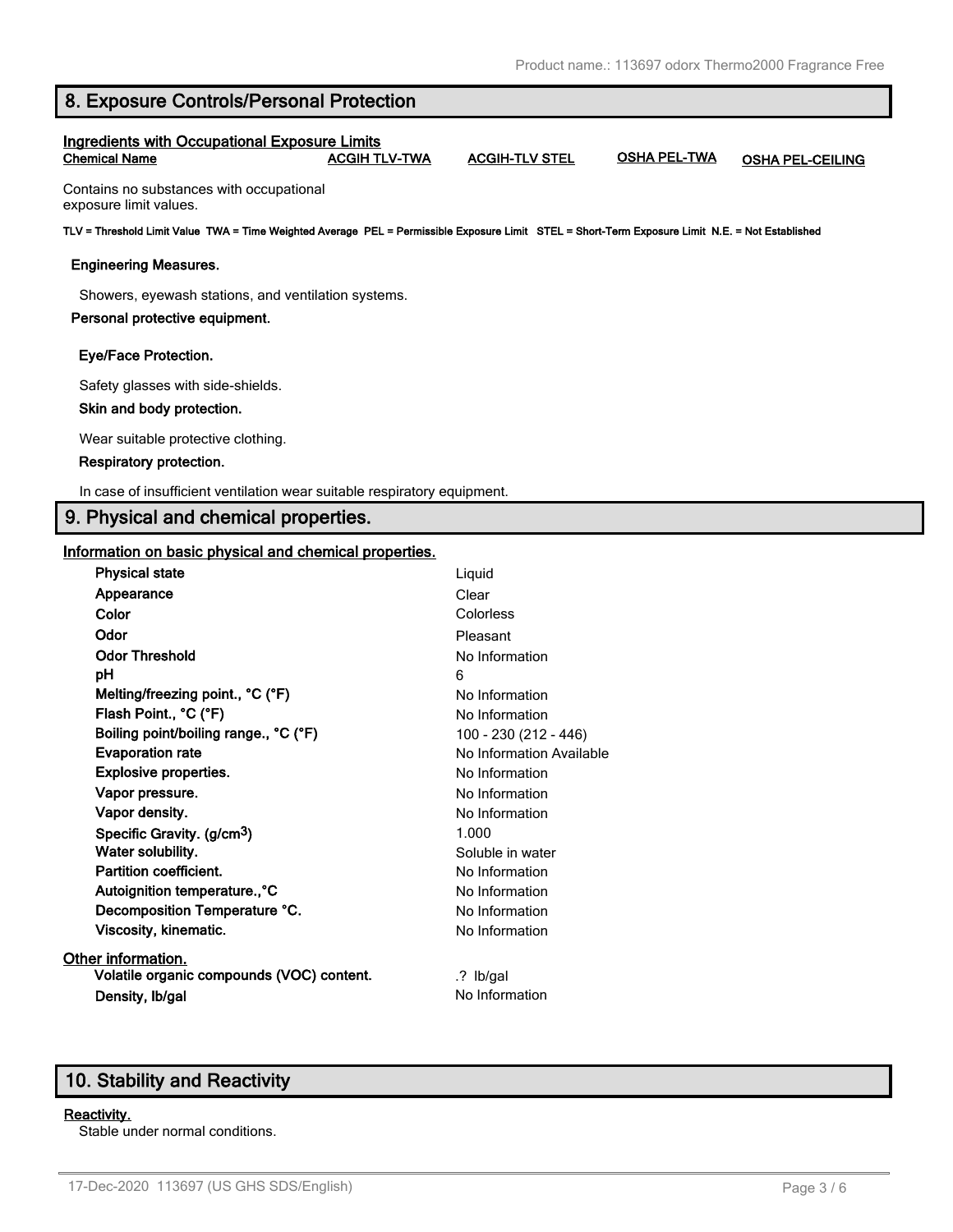## 8. Exposure Controls/Personal Protection

### Ingredients with Occupational Exposure Limits

| Chemical Name | ACGIH TLV-TWA | ACGIH-TLV STEL | OSHA PEL-TWA | OSHA PEL-CEILING |
|---|---|---|---|---|
| Contains no substances with occupational exposure limit values. | | | | |

**TLV = Threshold Limit Value TWA = Time Weighted Average PEL = Permissible Exposure Limit STEL = Short-Term Exposure Limit N.E. = Not Established**

**Engineering Measures.**

Showers, eyewash stations, and ventilation systems.

**Personal protective equipment.**

**Eye/Face Protection.**

Safety glasses with side-shields.

**Skin and body protection.**

Wear suitable protective clothing.

**Respiratory protection.**

In case of insufficient ventilation wear suitable respiratory equipment.

## 9. Physical and chemical properties.

### Information on basic physical and chemical properties.

| | |
|---|---|
| **Physical state** | Liquid |
| **Appearance** | Clear |
| **Color** | Colorless |
| **Odor** | Pleasant |
| **Odor Threshold** | No Information |
| **pH** | 6 |
| **Melting/freezing point., °C (°F)** | No Information |
| **Flash Point., °C (°F)** | No Information |
| **Boiling point/boiling range., °C (°F)** | 100 - 230 (212 - 446) |
| **Evaporation rate** | No Information Available |
| **Explosive properties.** | No Information |
| **Vapor pressure.** | No Information |
| **Vapor density.** | No Information |
| **Specific Gravity. (g/cm$^3$)** | 1.000 |
| **Water solubility.** | Soluble in water |
| **Partition coefficient.** | No Information |
| **Autoignition temperature.,°C** | No Information |
| **Decomposition Temperature °C.** | No Information |
| **Viscosity, kinematic.** | No Information |

### Other information.

| | |
|---|---|
| **Volatile organic compounds (VOC) content.** | .? lb/gal |
| **Density, lb/gal** | No Information |

## 10. Stability and Reactivity

### Reactivity.

Stable under normal conditions.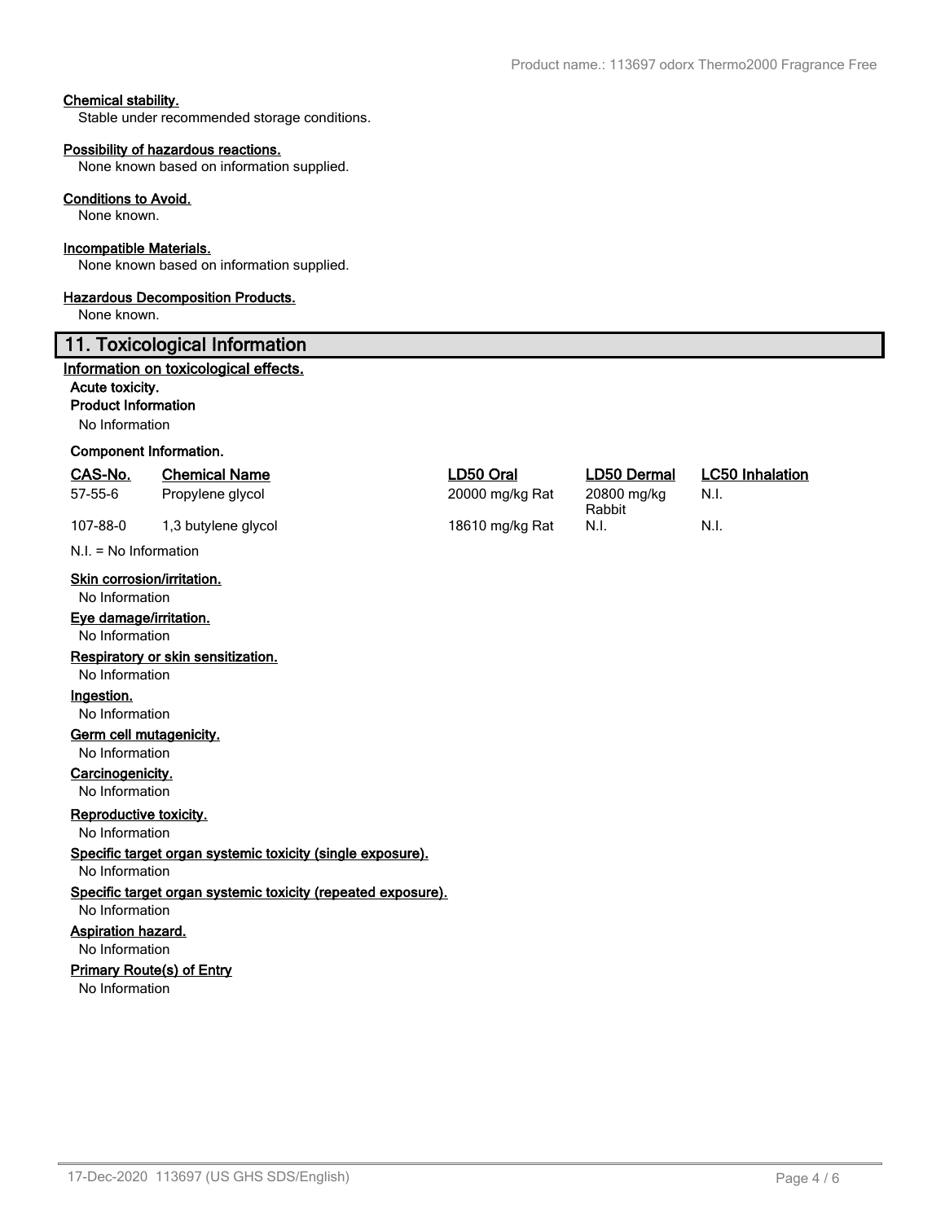**Chemical stability.**

Stable under recommended storage conditions.

**Possibility of hazardous reactions.**

None known based on information supplied.

**Conditions to Avoid.**

None known.

**Incompatible Materials.**

None known based on information supplied.

**Hazardous Decomposition Products.**

None known.

## 11. Toxicological Information

**Information on toxicological effects.**

**Acute toxicity.**

**Product Information**

No Information

**Component Information.**

| CAS-No. | Chemical Name | LD50 Oral | LD50 Dermal | LC50 Inhalation |
|---|---|---|---|---|
| 57-55-6 | Propylene glycol | 20000 mg/kg Rat | 20800 mg/kg Rabbit | N.I. |
| 107-88-0 | 1,3 butylene glycol | 18610 mg/kg Rat | N.I. | N.I. |

N.I. = No Information

**Skin corrosion/irritation.**

No Information

**Eye damage/irritation.**

No Information

**Respiratory or skin sensitization.**

No Information

**Ingestion.**

No Information

**Germ cell mutagenicity.**

No Information

**Carcinogenicity.**

No Information

**Reproductive toxicity.**

No Information

**Specific target organ systemic toxicity (single exposure).**

No Information

**Specific target organ systemic toxicity (repeated exposure).**

No Information

**Aspiration hazard.**

No Information

**Primary Route(s) of Entry**

No Information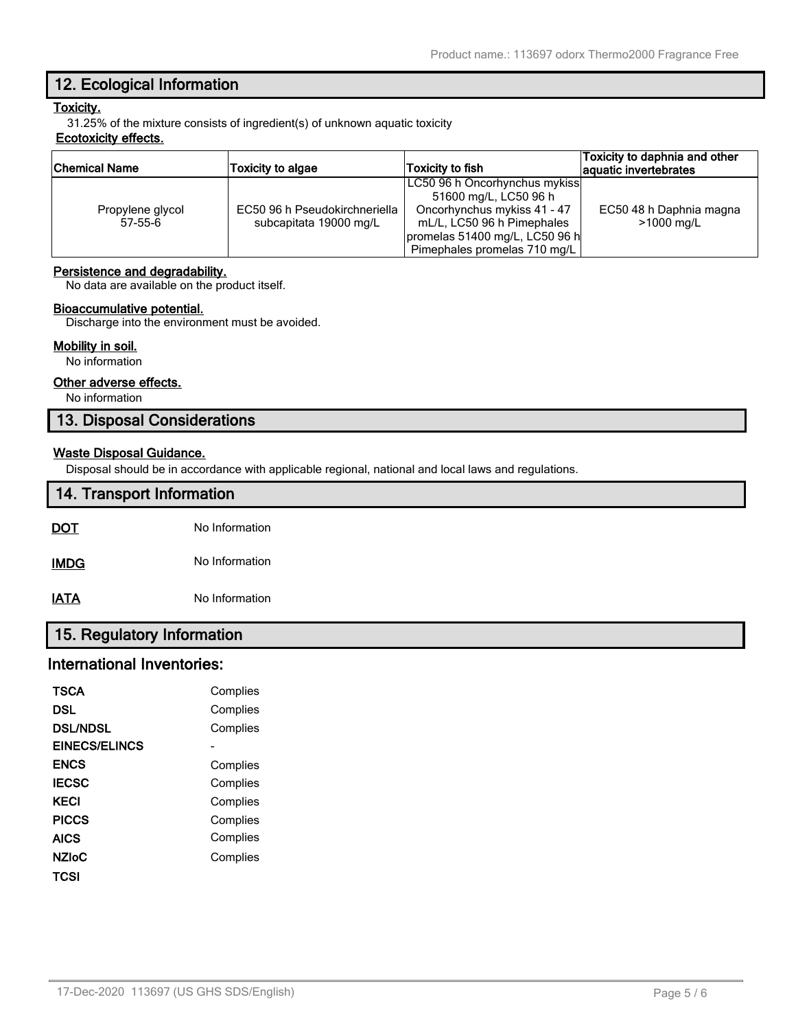## 12. Ecological Information

**Toxicity.**

31.25% of the mixture consists of ingredient(s) of unknown aquatic toxicity

**Ecotoxicity effects.**

| Chemical Name | Toxicity to algae | Toxicity to fish | Toxicity to daphnia and other aquatic invertebrates |
|---|---|---|---|
| Propylene glycol 57-55-6 | EC50 96 h Pseudokirchneriella subcapitata 19000 mg/L | LC50 96 h Oncorhynchus mykiss 51600 mg/L, LC50 96 h Oncorhynchus mykiss 41 - 47 mL/L, LC50 96 h Pimephales promelas 51400 mg/L, LC50 96 h Pimephales promelas 710 mg/L | EC50 48 h Daphnia magna >1000 mg/L |

**Persistence and degradability.**

No data are available on the product itself.

**Bioaccumulative potential.**

Discharge into the environment must be avoided.

**Mobility in soil.**

No information

**Other adverse effects.**

No information

## 13. Disposal Considerations

**Waste Disposal Guidance.**

Disposal should be in accordance with applicable regional, national and local laws and regulations.

## 14. Transport Information

**DOT** No Information

**IMDG** No Information

**IATA** No Information

## 15. Regulatory Information

### International Inventories:

| | |
|---|---|
| **TSCA** | Complies |
| **DSL** | Complies |
| **DSL/NDSL** | Complies |
| **EINECS/ELINCS** | - |
| **ENCS** | Complies |
| **IECSC** | Complies |
| **KECI** | Complies |
| **PICCS** | Complies |
| **AICS** | Complies |
| **NZIoC** | Complies |
| **TCSI** | |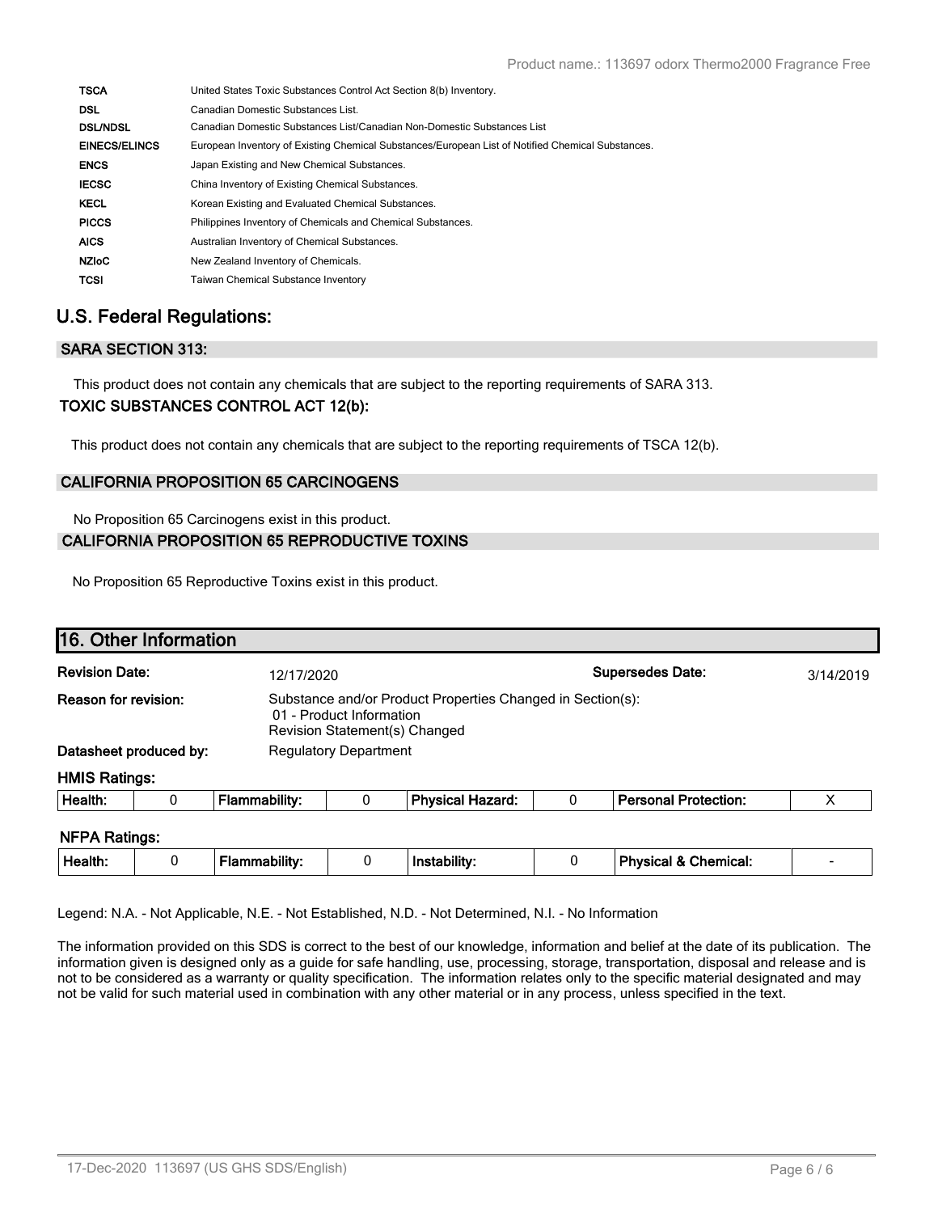| | |
|---|---|
| **TSCA** | United States Toxic Substances Control Act Section 8(b) Inventory. |
| **DSL** | Canadian Domestic Substances List. |
| **DSL/NDSL** | Canadian Domestic Substances List/Canadian Non-Domestic Substances List |
| **EINECS/ELINCS** | European Inventory of Existing Chemical Substances/European List of Notified Chemical Substances. |
| **ENCS** | Japan Existing and New Chemical Substances. |
| **IECSC** | China Inventory of Existing Chemical Substances. |
| **KECL** | Korean Existing and Evaluated Chemical Substances. |
| **PICCS** | Philippines Inventory of Chemicals and Chemical Substances. |
| **AICS** | Australian Inventory of Chemical Substances. |
| **NZIoC** | New Zealand Inventory of Chemicals. |
| **TCSI** | Taiwan Chemical Substance Inventory |

## U.S. Federal Regulations:

### SARA SECTION 313:

This product does not contain any chemicals that are subject to the reporting requirements of SARA 313.

### TOXIC SUBSTANCES CONTROL ACT 12(b):

This product does not contain any chemicals that are subject to the reporting requirements of TSCA 12(b).

### CALIFORNIA PROPOSITION 65 CARCINOGENS

No Proposition 65 Carcinogens exist in this product.

### CALIFORNIA PROPOSITION 65 REPRODUCTIVE TOXINS

No Proposition 65 Reproductive Toxins exist in this product.

## 16. Other Information

**Revision Date:** 12/17/2020 **Supersedes Date:** 3/14/2019

**Reason for revision:** Substance and/or Product Properties Changed in Section(s):
01 - Product Information
Revision Statement(s) Changed

**Datasheet produced by:** Regulatory Department

**HMIS Ratings:**

| | | | | | | | |
|---|---|---|---|---|---|---|---|
| **Health:** | 0 | **Flammability:** | 0 | **Physical Hazard:** | 0 | **Personal Protection:** | X |

**NFPA Ratings:**

| | | | | | | | |
|---|---|---|---|---|---|---|---|
| **Health:** | 0 | **Flammability:** | 0 | **Instability:** | 0 | **Physical & Chemical:** | - |

Legend: N.A. - Not Applicable, N.E. - Not Established, N.D. - Not Determined, N.I. - No Information

The information provided on this SDS is correct to the best of our knowledge, information and belief at the date of its publication. The information given is designed only as a guide for safe handling, use, processing, storage, transportation, disposal and release and is not to be considered as a warranty or quality specification. The information relates only to the specific material designated and may not be valid for such material used in combination with any other material or in any process, unless specified in the text.